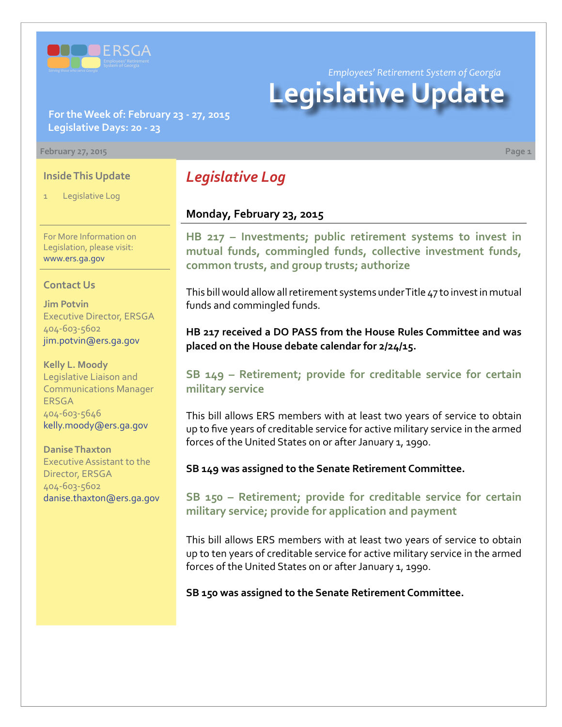ERSGA

Employees' Retirement System of Georgia

*Employees' Retirement System of Georgia*

# Legislative Update

**For the Week of: February 23 - 27, 2015**
**Legislative Days: 20 - 23**

February 27, 2015

### Inside This Update

1 Legislative Log

For More Information on Legislation, please visit: www.ers.ga.gov

### Contact Us

**Jim Potvin**
Executive Director, ERSGA
404-603-5602
jim.potvin@ers.ga.gov

**Kelly L. Moody**
Legislative Liaison and Communications Manager ERSGA
404-603-5646
kelly.moody@ers.ga.gov

**Danise Thaxton**
Executive Assistant to the Director, ERSGA
404-603-5602
danise.thaxton@ers.ga.gov

## *Legislative Log*

### Monday, February 23, 2015

#### HB 217 – Investments; public retirement systems to invest in mutual funds, commingled funds, collective investment funds, common trusts, and group trusts; authorize

This bill would allow all retirement systems under Title 47 to invest in mutual funds and commingled funds.

**HB 217 received a DO PASS from the House Rules Committee and was placed on the House debate calendar for 2/24/15.**

#### SB 149 – Retirement; provide for creditable service for certain military service

This bill allows ERS members with at least two years of service to obtain up to five years of creditable service for active military service in the armed forces of the United States on or after January 1, 1990.

**SB 149 was assigned to the Senate Retirement Committee.**

#### SB 150 – Retirement; provide for creditable service for certain military service; provide for application and payment

This bill allows ERS members with at least two years of service to obtain up to ten years of creditable service for active military service in the armed forces of the United States on or after January 1, 1990.

**SB 150 was assigned to the Senate Retirement Committee.**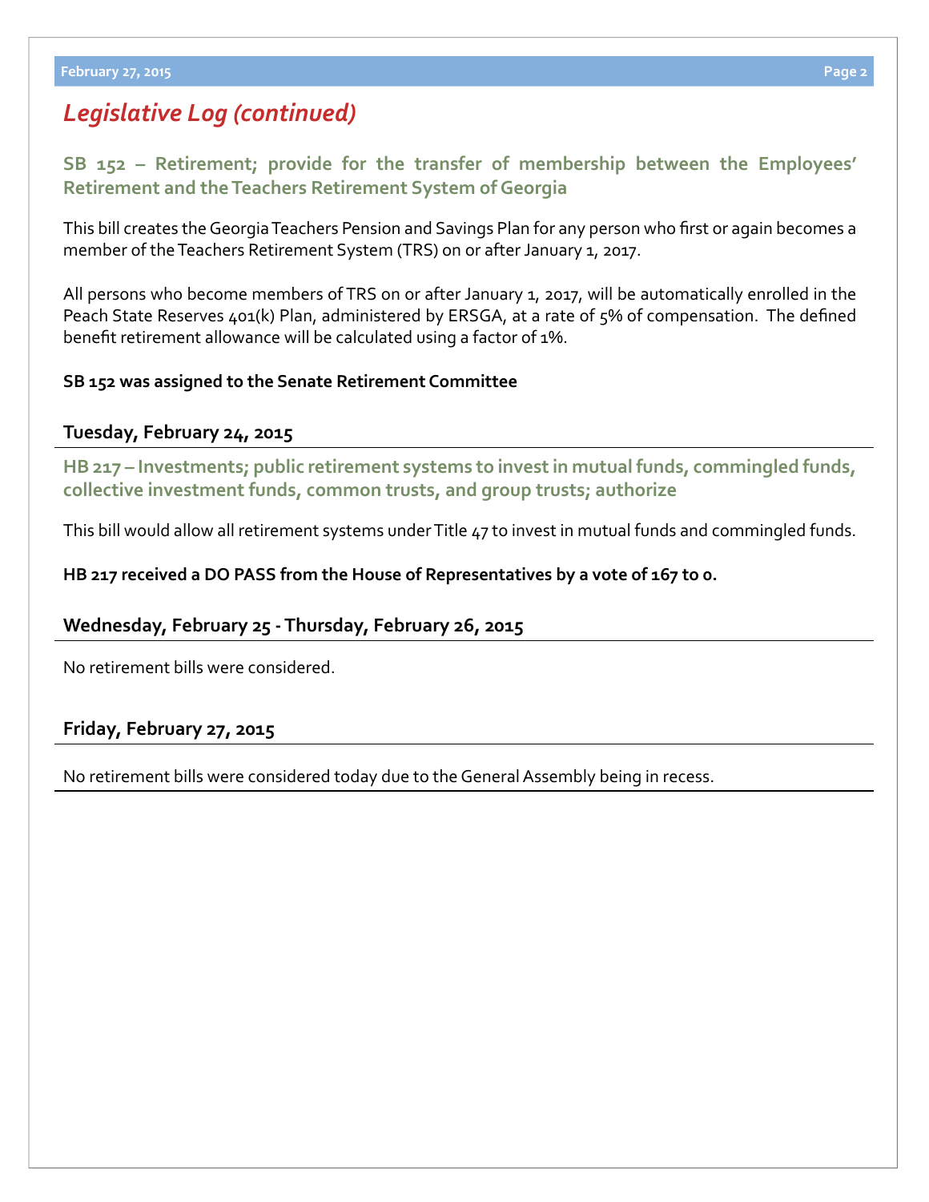## *Legislative Log (continued)*

### SB 152 – Retirement; provide for the transfer of membership between the Employees' Retirement and the Teachers Retirement System of Georgia

This bill creates the Georgia Teachers Pension and Savings Plan for any person who first or again becomes a member of the Teachers Retirement System (TRS) on or after January 1, 2017.

All persons who become members of TRS on or after January 1, 2017, will be automatically enrolled in the Peach State Reserves 401(k) Plan, administered by ERSGA, at a rate of 5% of compensation. The defined benefit retirement allowance will be calculated using a factor of 1%.

**SB 152 was assigned to the Senate Retirement Committee**

### Tuesday, February 24, 2015

### HB 217 – Investments; public retirement systems to invest in mutual funds, commingled funds, collective investment funds, common trusts, and group trusts; authorize

This bill would allow all retirement systems under Title 47 to invest in mutual funds and commingled funds.

**HB 217 received a DO PASS from the House of Representatives by a vote of 167 to 0.**

### Wednesday, February 25 - Thursday, February 26, 2015

No retirement bills were considered.

### Friday, February 27, 2015

No retirement bills were considered today due to the General Assembly being in recess.